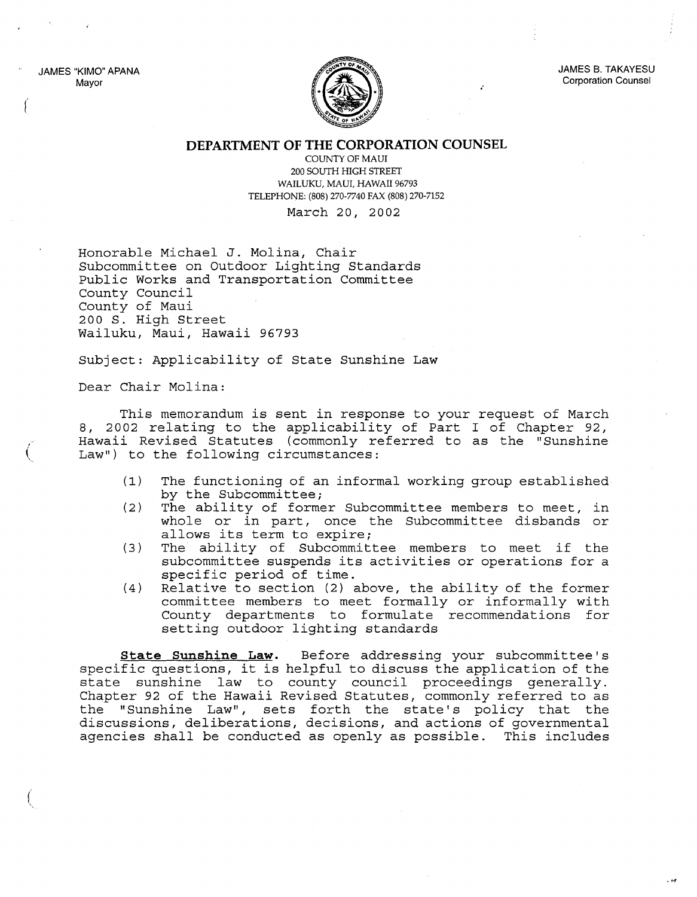JAMES "KIMO" APANA
Mayor

JAMES B. TAKAYESU
Corporation Counsel

# DEPARTMENT OF THE CORPORATION COUNSEL

COUNTY OF MAUI
200 SOUTH HIGH STREET
WAILUKU, MAUI, HAWAII 96793
TELEPHONE: (808) 270-7740 FAX (808) 270-7152

March 20, 2002

Honorable Michael J. Molina, Chair
Subcommittee on Outdoor Lighting Standards
Public Works and Transportation Committee
County Council
County of Maui
200 S. High Street
Wailuku, Maui, Hawaii 96793

Subject: Applicability of State Sunshine Law

Dear Chair Molina:

This memorandum is sent in response to your request of March 8, 2002 relating to the applicability of Part I of Chapter 92, Hawaii Revised Statutes (commonly referred to as the "Sunshine Law") to the following circumstances:

(1) The functioning of an informal working group established by the Subcommittee;
(2) The ability of former Subcommittee members to meet, in whole or in part, once the Subcommittee disbands or allows its term to expire;
(3) The ability of Subcommittee members to meet if the subcommittee suspends its activities or operations for a specific period of time.
(4) Relative to section (2) above, the ability of the former committee members to meet formally or informally with County departments to formulate recommendations for setting outdoor lighting standards

**State Sunshine Law.** Before addressing your subcommittee's specific questions, it is helpful to discuss the application of the state sunshine law to county council proceedings generally. Chapter 92 of the Hawaii Revised Statutes, commonly referred to as the "Sunshine Law", sets forth the state's policy that the discussions, deliberations, decisions, and actions of governmental agencies shall be conducted as openly as possible. This includes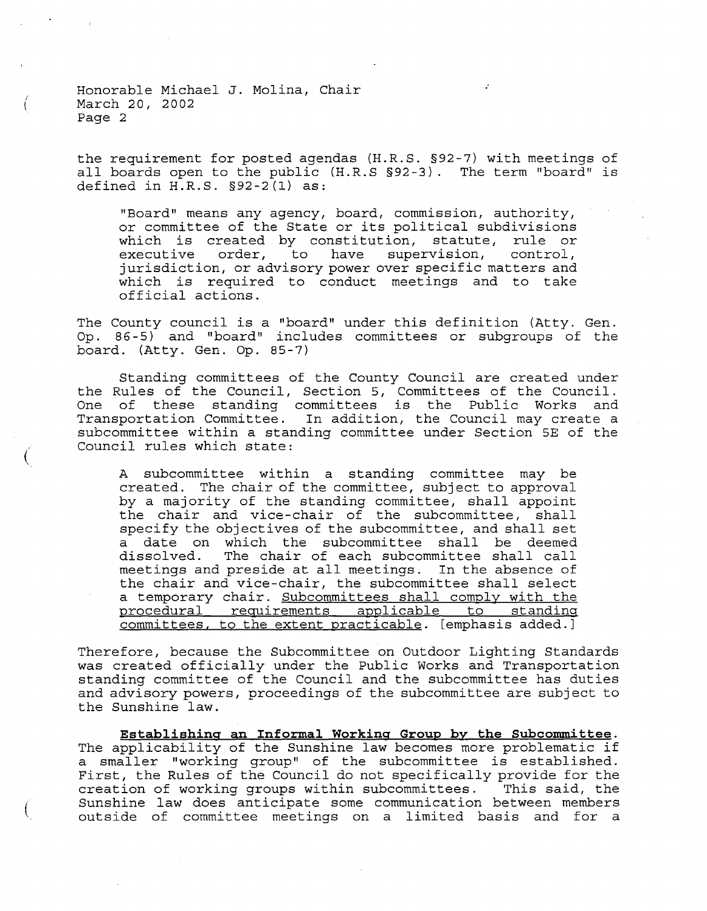the requirement for posted agendas (H.R.S. §92-7) with meetings of all boards open to the public (H.R.S §92-3). The term "board" is defined in H.R.S. §92-2(1) as:

> "Board" means any agency, board, commission, authority, or committee of the State or its political subdivisions which is created by constitution, statute, rule or executive order, to have supervision, control, jurisdiction, or advisory power over specific matters and which is required to conduct meetings and to take official actions.

The County council is a "board" under this definition (Atty. Gen. Op. 86-5) and "board" includes committees or subgroups of the board. (Atty. Gen. Op. 85-7)

Standing committees of the County Council are created under the Rules of the Council, Section 5, Committees of the Council. One of these standing committees is the Public Works and Transportation Committee. In addition, the Council may create a subcommittee within a standing committee under Section 5E of the Council rules which state:

> A subcommittee within a standing committee may be created. The chair of the committee, subject to approval by a majority of the standing committee, shall appoint the chair and vice-chair of the subcommittee, shall specify the objectives of the subcommittee, and shall set a date on which the subcommittee shall be deemed dissolved. The chair of each subcommittee shall call meetings and preside at all meetings. In the absence of the chair and vice-chair, the subcommittee shall select a temporary chair. <u>Subcommittees shall comply with the procedural requirements applicable to standing committees, to the extent practicable</u>. [emphasis added.]

Therefore, because the Subcommittee on Outdoor Lighting Standards was created officially under the Public Works and Transportation standing committee of the Council and the subcommittee has duties and advisory powers, proceedings of the subcommittee are subject to the Sunshine law.

**<u>Establishing an Informal Working Group by the Subcommittee</u>.** The applicability of the Sunshine law becomes more problematic if a smaller "working group" of the subcommittee is established. First, the Rules of the Council do not specifically provide for the creation of working groups within subcommittees. This said, the Sunshine law does anticipate some communication between members outside of committee meetings on a limited basis and for a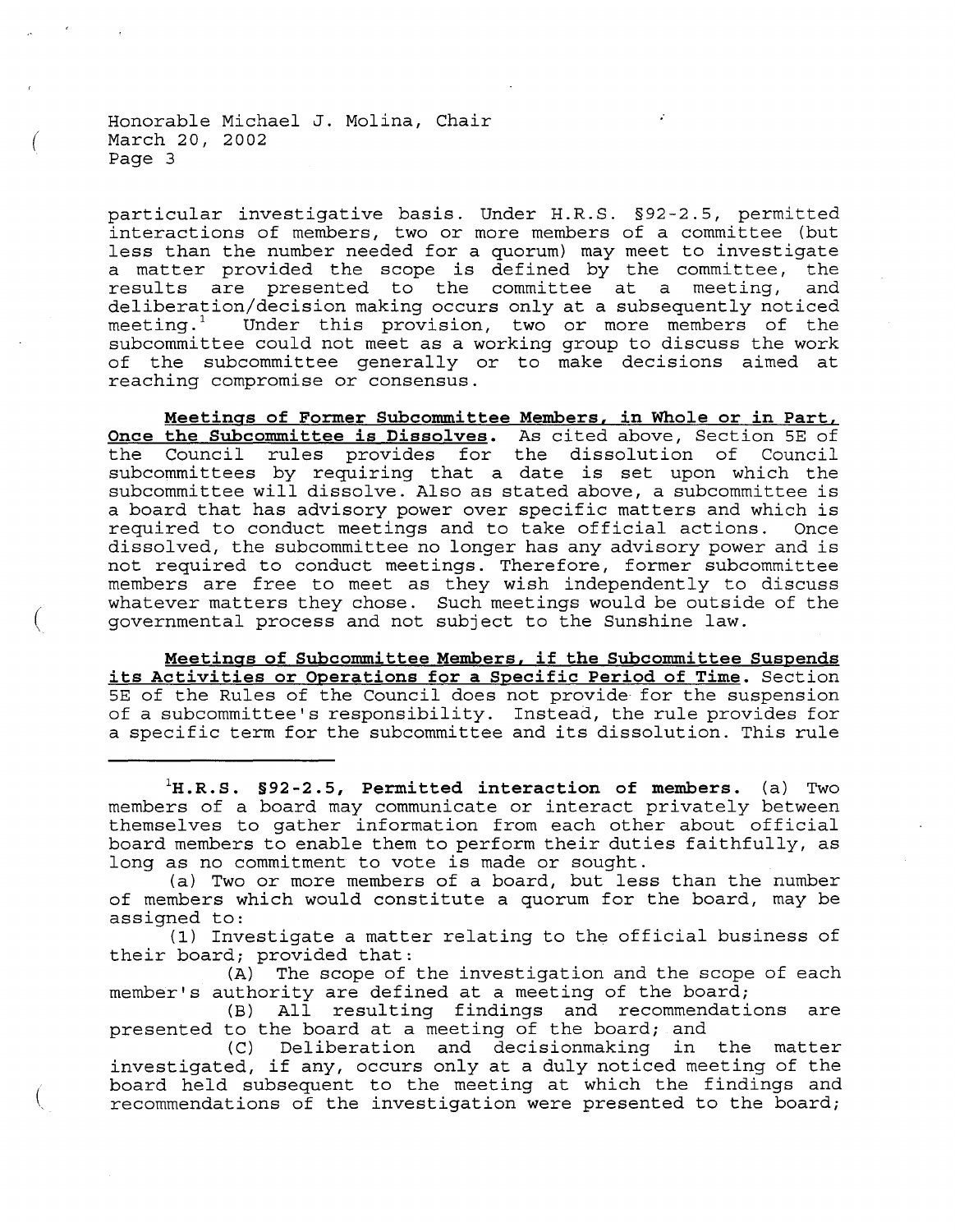particular investigative basis. Under H.R.S. §92-2.5, permitted interactions of members, two or more members of a committee (but less than the number needed for a quorum) may meet to investigate a matter provided the scope is defined by the committee, the results are presented to the committee at a meeting, and deliberation/decision making occurs only at a subsequently noticed meeting.[1] Under this provision, two or more members of the subcommittee could not meet as a working group to discuss the work of the subcommittee generally or to make decisions aimed at reaching compromise or consensus.

**Meetings of Former Subcommittee Members, in Whole or in Part, Once the Subcommittee is Dissolves.** As cited above, Section 5E of the Council rules provides for the dissolution of Council subcommittees by requiring that a date is set upon which the subcommittee will dissolve. Also as stated above, a subcommittee is a board that has advisory power over specific matters and which is required to conduct meetings and to take official actions. Once dissolved, the subcommittee no longer has any advisory power and is not required to conduct meetings. Therefore, former subcommittee members are free to meet as they wish independently to discuss whatever matters they chose. Such meetings would be outside of the governmental process and not subject to the Sunshine law.

**Meetings of Subcommittee Members, if the Subcommittee Suspends its Activities or Operations for a Specific Period of Time.** Section 5E of the Rules of the Council does not provide for the suspension of a subcommittee's responsibility. Instead, the rule provides for a specific term for the subcommittee and its dissolution. This rule

---

[1]**H.R.S. §92-2.5, Permitted interaction of members.** (a) Two members of a board may communicate or interact privately between themselves to gather information from each other about official board members to enable them to perform their duties faithfully, as long as no commitment to vote is made or sought.

(a) Two or more members of a board, but less than the number of members which would constitute a quorum for the board, may be assigned to:

(1) Investigate a matter relating to the official business of their board; provided that:

(A) The scope of the investigation and the scope of each member's authority are defined at a meeting of the board;

(B) All resulting findings and recommendations are presented to the board at a meeting of the board; and

(C) Deliberation and decisionmaking in the matter investigated, if any, occurs only at a duly noticed meeting of the board held subsequent to the meeting at which the findings and recommendations of the investigation were presented to the board;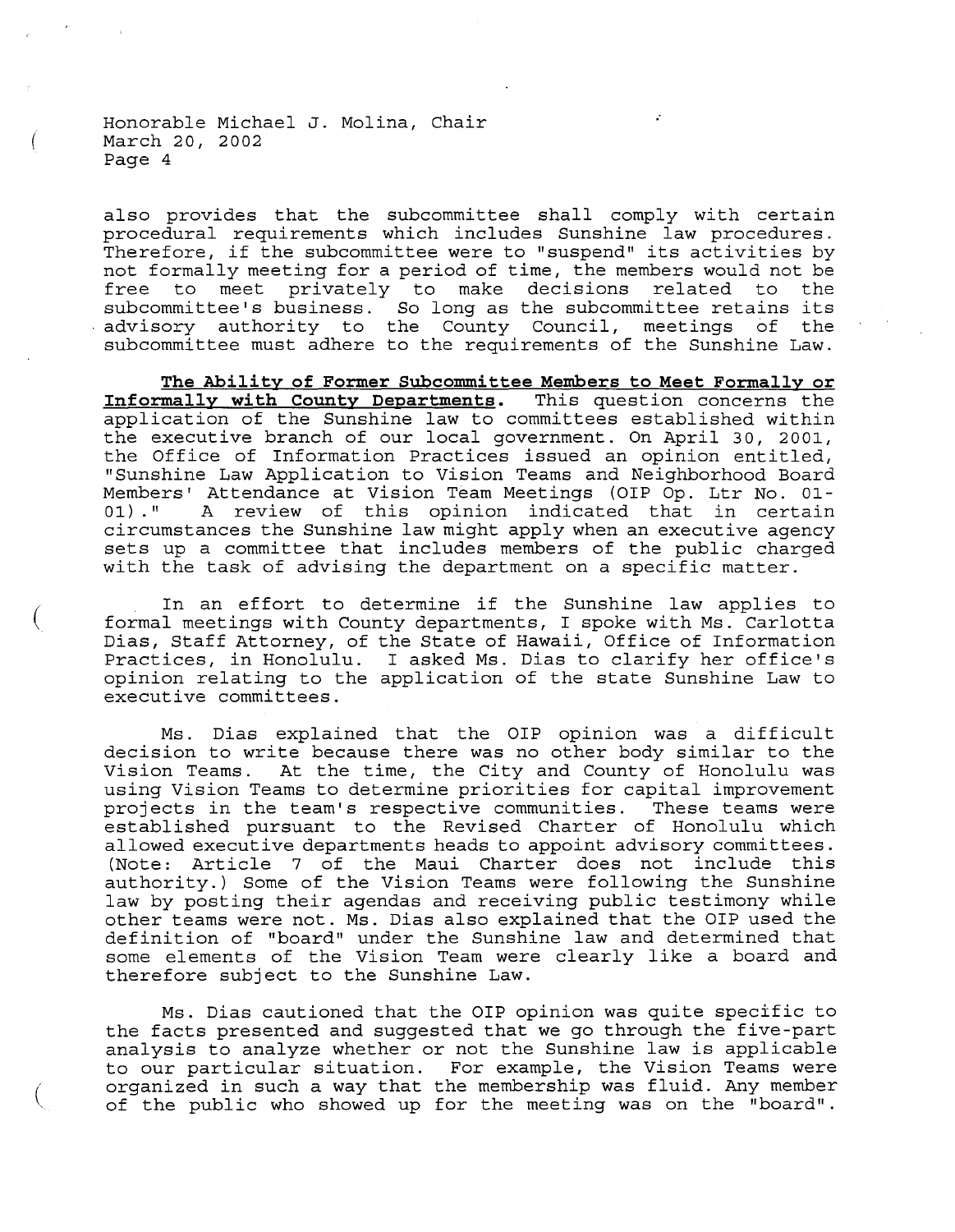also provides that the subcommittee shall comply with certain procedural requirements which includes Sunshine law procedures. Therefore, if the subcommittee were to "suspend" its activities by not formally meeting for a period of time, the members would not be free to meet privately to make decisions related to the subcommittee's business. So long as the subcommittee retains its advisory authority to the County Council, meetings of the subcommittee must adhere to the requirements of the Sunshine Law.

**The Ability of Former Subcommittee Members to Meet Formally or Informally with County Departments.** This question concerns the application of the Sunshine law to committees established within the executive branch of our local government. On April 30, 2001, the Office of Information Practices issued an opinion entitled, "Sunshine Law Application to Vision Teams and Neighborhood Board Members' Attendance at Vision Team Meetings (OIP Op. Ltr No. 01-01)." A review of this opinion indicated that in certain circumstances the Sunshine law might apply when an executive agency sets up a committee that includes members of the public charged with the task of advising the department on a specific matter.

In an effort to determine if the Sunshine law applies to formal meetings with County departments, I spoke with Ms. Carlotta Dias, Staff Attorney, of the State of Hawaii, Office of Information Practices, in Honolulu. I asked Ms. Dias to clarify her office's opinion relating to the application of the state Sunshine Law to executive committees.

Ms. Dias explained that the OIP opinion was a difficult decision to write because there was no other body similar to the Vision Teams. At the time, the City and County of Honolulu was using Vision Teams to determine priorities for capital improvement projects in the team's respective communities. These teams were established pursuant to the Revised Charter of Honolulu which allowed executive departments heads to appoint advisory committees. (Note: Article 7 of the Maui Charter does not include this authority.) Some of the Vision Teams were following the Sunshine law by posting their agendas and receiving public testimony while other teams were not. Ms. Dias also explained that the OIP used the definition of "board" under the Sunshine law and determined that some elements of the Vision Team were clearly like a board and therefore subject to the Sunshine Law.

Ms. Dias cautioned that the OIP opinion was quite specific to the facts presented and suggested that we go through the five-part analysis to analyze whether or not the Sunshine law is applicable to our particular situation. For example, the Vision Teams were organized in such a way that the membership was fluid. Any member of the public who showed up for the meeting was on the "board".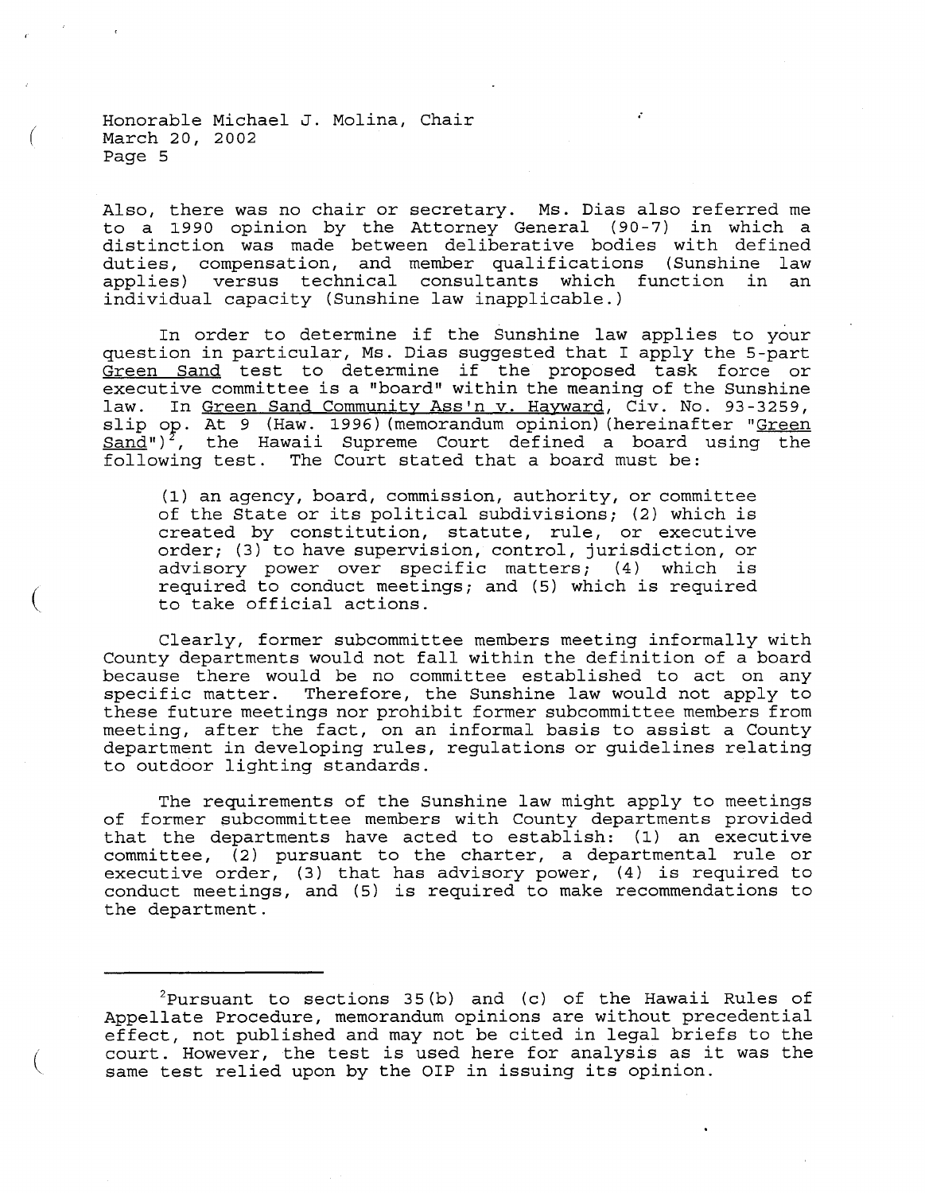Also, there was no chair or secretary. Ms. Dias also referred me to a 1990 opinion by the Attorney General (90-7) in which a distinction was made between deliberative bodies with defined duties, compensation, and member qualifications (Sunshine law applies) versus technical consultants which function in an individual capacity (Sunshine law inapplicable.)

In order to determine if the Sunshine law applies to your question in particular, Ms. Dias suggested that I apply the 5-part Green Sand test to determine if the proposed task force or executive committee is a "board" within the meaning of the Sunshine law. In Green Sand Community Ass'n v. Hayward, Civ. No. 93-3259, slip op. At 9 (Haw. 1996)(memorandum opinion)(hereinafter "Green Sand")[2], the Hawaii Supreme Court defined a board using the following test. The Court stated that a board must be:

> (1) an agency, board, commission, authority, or committee of the State or its political subdivisions; (2) which is created by constitution, statute, rule, or executive order; (3) to have supervision, control, jurisdiction, or advisory power over specific matters; (4) which is required to conduct meetings; and (5) which is required to take official actions.

Clearly, former subcommittee members meeting informally with County departments would not fall within the definition of a board because there would be no committee established to act on any specific matter. Therefore, the Sunshine law would not apply to these future meetings nor prohibit former subcommittee members from meeting, after the fact, on an informal basis to assist a County department in developing rules, regulations or guidelines relating to outdoor lighting standards.

The requirements of the Sunshine law might apply to meetings of former subcommittee members with County departments provided that the departments have acted to establish: (1) an executive committee, (2) pursuant to the charter, a departmental rule or executive order, (3) that has advisory power, (4) is required to conduct meetings, and (5) is required to make recommendations to the department.

---

[2] Pursuant to sections 35(b) and (c) of the Hawaii Rules of Appellate Procedure, memorandum opinions are without precedential effect, not published and may not be cited in legal briefs to the court. However, the test is used here for analysis as it was the same test relied upon by the OIP in issuing its opinion.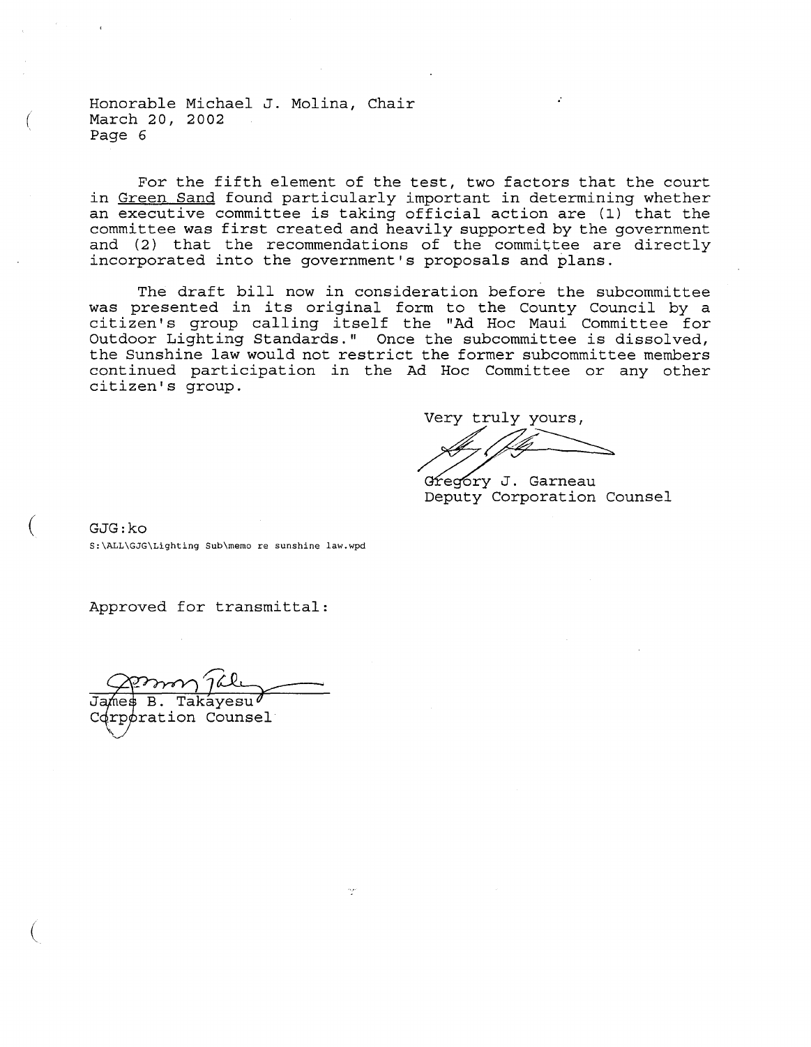Honorable Michael J. Molina, Chair
March 20, 2002
Page 6

For the fifth element of the test, two factors that the court in Green Sand found particularly important in determining whether an executive committee is taking official action are (1) that the committee was first created and heavily supported by the government and (2) that the recommendations of the committee are directly incorporated into the government's proposals and plans.

The draft bill now in consideration before the subcommittee was presented in its original form to the County Council by a citizen's group calling itself the "Ad Hoc Maui Committee for Outdoor Lighting Standards." Once the subcommittee is dissolved, the Sunshine law would not restrict the former subcommittee members continued participation in the Ad Hoc Committee or any other citizen's group.

Very truly yours,

Gregory J. Garneau
Deputy Corporation Counsel

GJG:ko
S:\ALL\GJG\Lighting Sub\memo re sunshine law.wpd

Approved for transmittal:

James B. Takayesu
Corporation Counsel